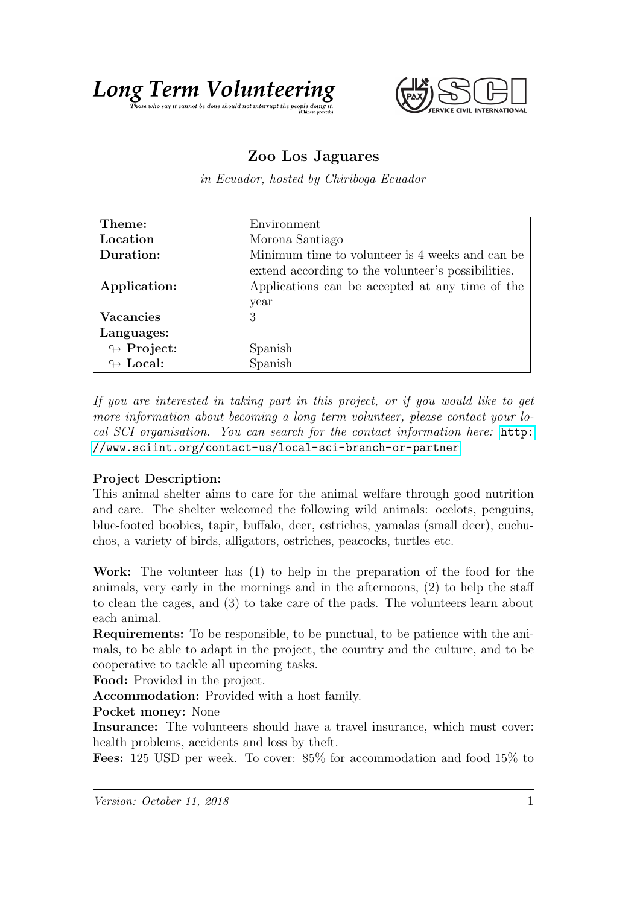# Long Term Volunteering

*Those who say it cannot be done should not interrupt the people doing it.* (Chinese proverb)

SERVICE CIVIL INTERNATIONAL

## Zoo Los Jaguares

*in Ecuador, hosted by Chiriboga Ecuador*

| | |
|---|---|
| **Theme:** | Environment |
| **Location** | Morona Santiago |
| **Duration:** | Minimum time to volunteer is 4 weeks and can be extend according to the volunteer's possibilities. |
| **Application:** | Applications can be accepted at any time of the year |
| **Vacancies** | 3 |
| **Languages:** | |
| ↬ **Project:** | Spanish |
| ↬ **Local:** | Spanish |

*If you are interested in taking part in this project, or if you would like to get more information about becoming a long term volunteer, please contact your local SCI organisation. You can search for the contact information here:* http://www.sciint.org/contact-us/local-sci-branch-or-partner

**Project Description:**
This animal shelter aims to care for the animal welfare through good nutrition and care. The shelter welcomed the following wild animals: ocelots, penguins, blue-footed boobies, tapir, buffalo, deer, ostriches, yamalas (small deer), cuchuchos, a variety of birds, alligators, ostriches, peacocks, turtles etc.

**Work:** The volunteer has (1) to help in the preparation of the food for the animals, very early in the mornings and in the afternoons, (2) to help the staff to clean the cages, and (3) to take care of the pads. The volunteers learn about each animal.
**Requirements:** To be responsible, to be punctual, to be patience with the animals, to be able to adapt in the project, the country and the culture, and to be cooperative to tackle all upcoming tasks.
**Food:** Provided in the project.
**Accommodation:** Provided with a host family.
**Pocket money:** None
**Insurance:** The volunteers should have a travel insurance, which must cover: health problems, accidents and loss by theft.
**Fees:** 125 USD per week. To cover: 85% for accommodation and food 15% to

*Version: October 11, 2018*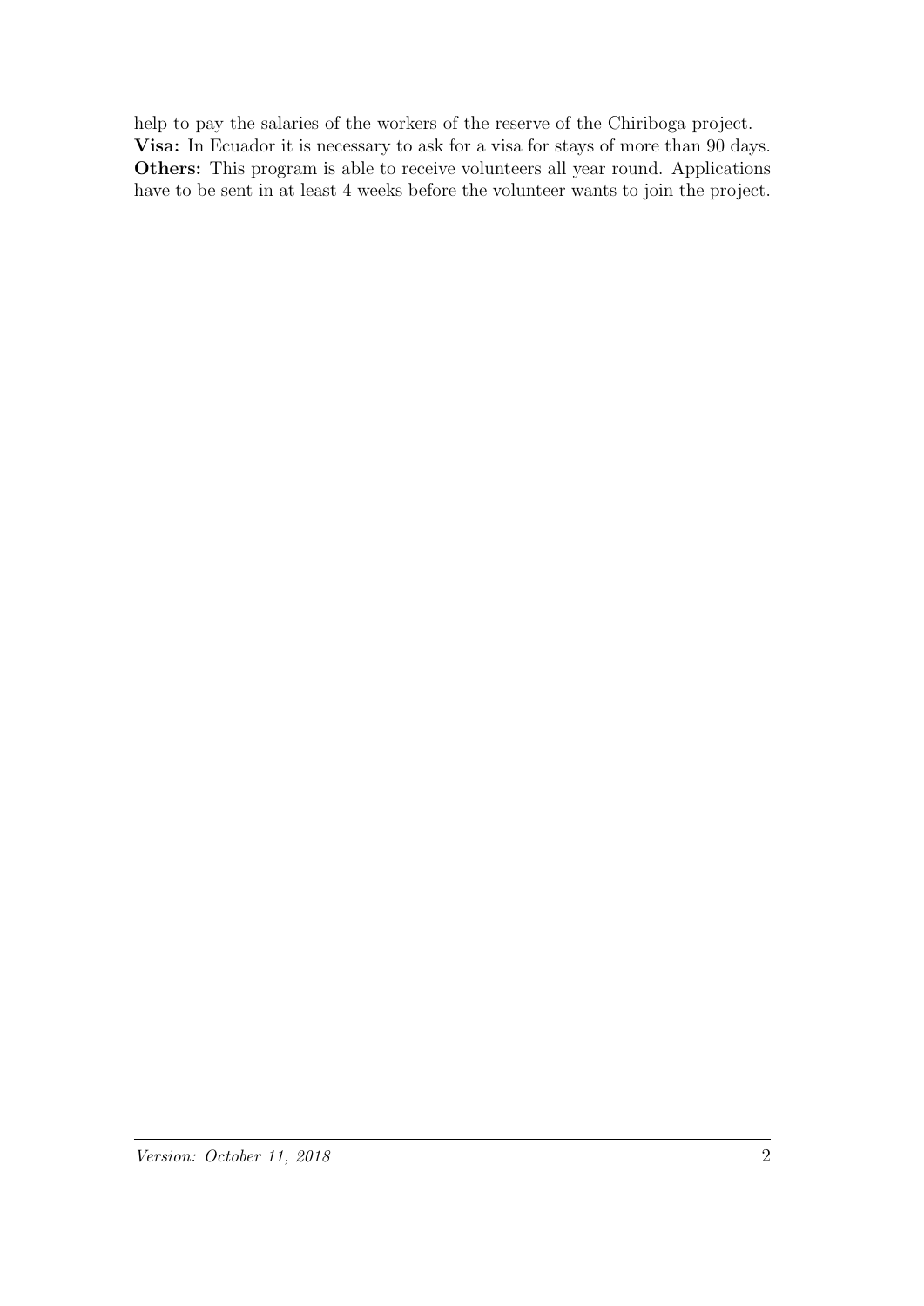help to pay the salaries of the workers of the reserve of the Chiriboga project.
**Visa:** In Ecuador it is necessary to ask for a visa for stays of more than 90 days.
**Others:** This program is able to receive volunteers all year round. Applications have to be sent in at least 4 weeks before the volunteer wants to join the project.